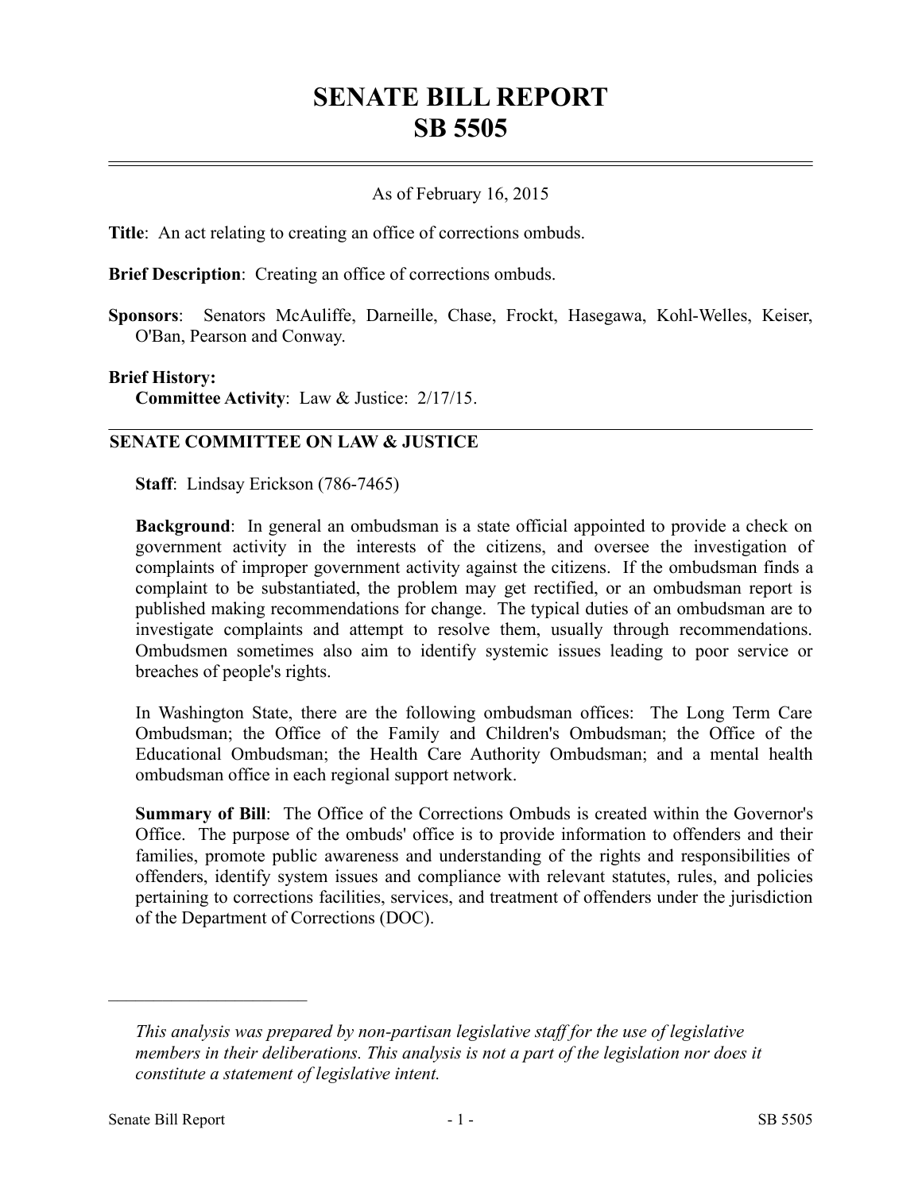# SENATE BILL REPORT
# SB 5505

As of February 16, 2015

**Title**: An act relating to creating an office of corrections ombuds.

**Brief Description**: Creating an office of corrections ombuds.

**Sponsors**: Senators McAuliffe, Darneille, Chase, Frockt, Hasegawa, Kohl-Welles, Keiser, O'Ban, Pearson and Conway.

**Brief History:**

**Committee Activity**: Law & Justice: 2/17/15.

## SENATE COMMITTEE ON LAW & JUSTICE

**Staff**: Lindsay Erickson (786-7465)

**Background**: In general an ombudsman is a state official appointed to provide a check on government activity in the interests of the citizens, and oversee the investigation of complaints of improper government activity against the citizens. If the ombudsman finds a complaint to be substantiated, the problem may get rectified, or an ombudsman report is published making recommendations for change. The typical duties of an ombudsman are to investigate complaints and attempt to resolve them, usually through recommendations. Ombudsmen sometimes also aim to identify systemic issues leading to poor service or breaches of people's rights.

In Washington State, there are the following ombudsman offices: The Long Term Care Ombudsman; the Office of the Family and Children's Ombudsman; the Office of the Educational Ombudsman; the Health Care Authority Ombudsman; and a mental health ombudsman office in each regional support network.

**Summary of Bill**: The Office of the Corrections Ombuds is created within the Governor's Office. The purpose of the ombuds' office is to provide information to offenders and their families, promote public awareness and understanding of the rights and responsibilities of offenders, identify system issues and compliance with relevant statutes, rules, and policies pertaining to corrections facilities, services, and treatment of offenders under the jurisdiction of the Department of Corrections (DOC).

---

*This analysis was prepared by non-partisan legislative staff for the use of legislative members in their deliberations. This analysis is not a part of the legislation nor does it constitute a statement of legislative intent.*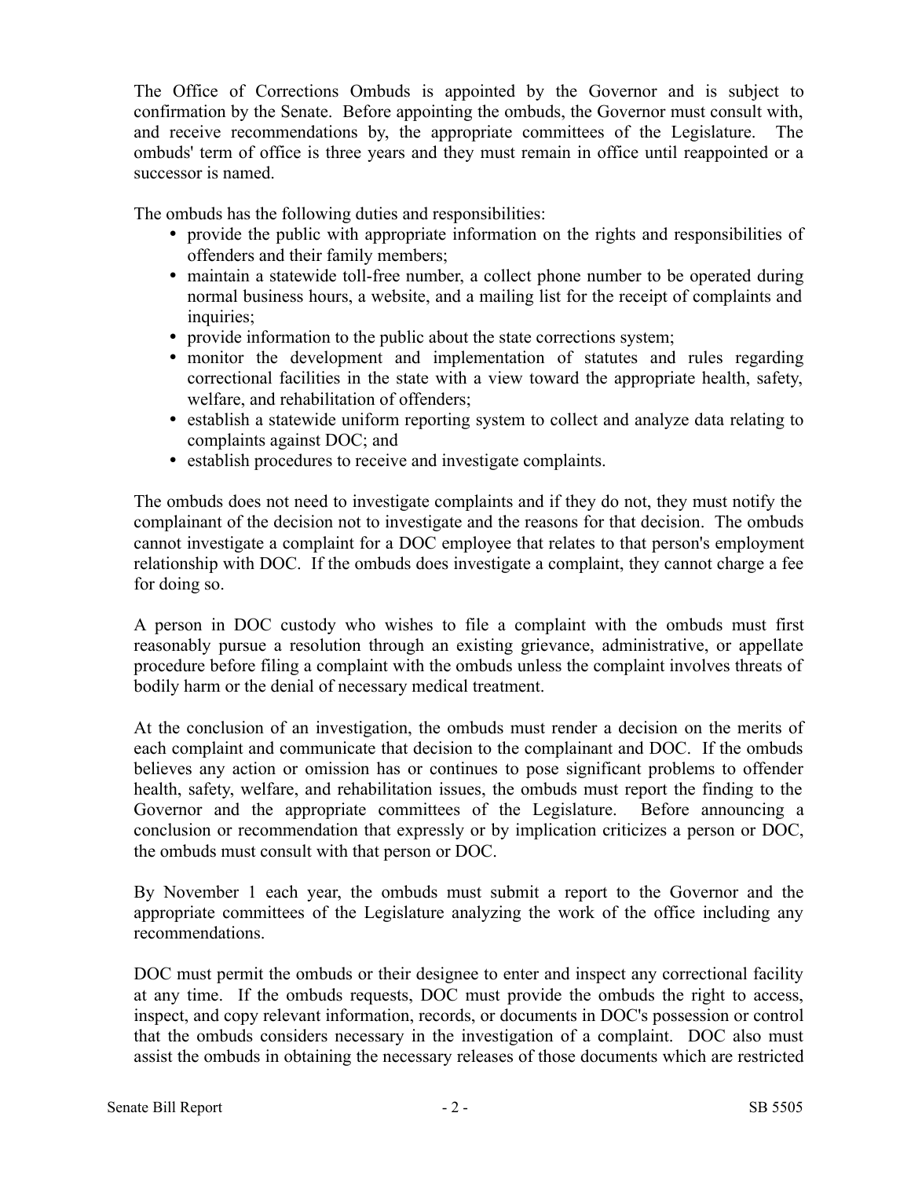The Office of Corrections Ombuds is appointed by the Governor and is subject to confirmation by the Senate. Before appointing the ombuds, the Governor must consult with, and receive recommendations by, the appropriate committees of the Legislature. The ombuds' term of office is three years and they must remain in office until reappointed or a successor is named.

The ombuds has the following duties and responsibilities:

- provide the public with appropriate information on the rights and responsibilities of offenders and their family members;
- maintain a statewide toll-free number, a collect phone number to be operated during normal business hours, a website, and a mailing list for the receipt of complaints and inquiries;
- provide information to the public about the state corrections system;
- monitor the development and implementation of statutes and rules regarding correctional facilities in the state with a view toward the appropriate health, safety, welfare, and rehabilitation of offenders;
- establish a statewide uniform reporting system to collect and analyze data relating to complaints against DOC; and
- establish procedures to receive and investigate complaints.

The ombuds does not need to investigate complaints and if they do not, they must notify the complainant of the decision not to investigate and the reasons for that decision. The ombuds cannot investigate a complaint for a DOC employee that relates to that person's employment relationship with DOC. If the ombuds does investigate a complaint, they cannot charge a fee for doing so.

A person in DOC custody who wishes to file a complaint with the ombuds must first reasonably pursue a resolution through an existing grievance, administrative, or appellate procedure before filing a complaint with the ombuds unless the complaint involves threats of bodily harm or the denial of necessary medical treatment.

At the conclusion of an investigation, the ombuds must render a decision on the merits of each complaint and communicate that decision to the complainant and DOC. If the ombuds believes any action or omission has or continues to pose significant problems to offender health, safety, welfare, and rehabilitation issues, the ombuds must report the finding to the Governor and the appropriate committees of the Legislature. Before announcing a conclusion or recommendation that expressly or by implication criticizes a person or DOC, the ombuds must consult with that person or DOC.

By November 1 each year, the ombuds must submit a report to the Governor and the appropriate committees of the Legislature analyzing the work of the office including any recommendations.

DOC must permit the ombuds or their designee to enter and inspect any correctional facility at any time. If the ombuds requests, DOC must provide the ombuds the right to access, inspect, and copy relevant information, records, or documents in DOC's possession or control that the ombuds considers necessary in the investigation of a complaint. DOC also must assist the ombuds in obtaining the necessary releases of those documents which are restricted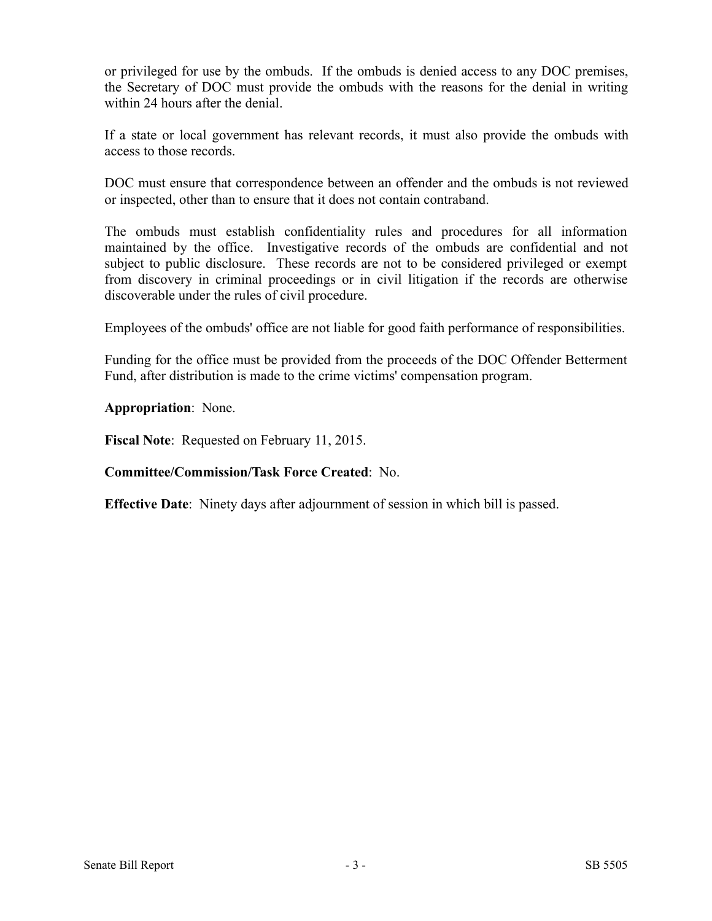or privileged for use by the ombuds. If the ombuds is denied access to any DOC premises, the Secretary of DOC must provide the ombuds with the reasons for the denial in writing within 24 hours after the denial.

If a state or local government has relevant records, it must also provide the ombuds with access to those records.

DOC must ensure that correspondence between an offender and the ombuds is not reviewed or inspected, other than to ensure that it does not contain contraband.

The ombuds must establish confidentiality rules and procedures for all information maintained by the office. Investigative records of the ombuds are confidential and not subject to public disclosure. These records are not to be considered privileged or exempt from discovery in criminal proceedings or in civil litigation if the records are otherwise discoverable under the rules of civil procedure.

Employees of the ombuds' office are not liable for good faith performance of responsibilities.

Funding for the office must be provided from the proceeds of the DOC Offender Betterment Fund, after distribution is made to the crime victims' compensation program.

**Appropriation**: None.

**Fiscal Note**: Requested on February 11, 2015.

**Committee/Commission/Task Force Created**: No.

**Effective Date**: Ninety days after adjournment of session in which bill is passed.